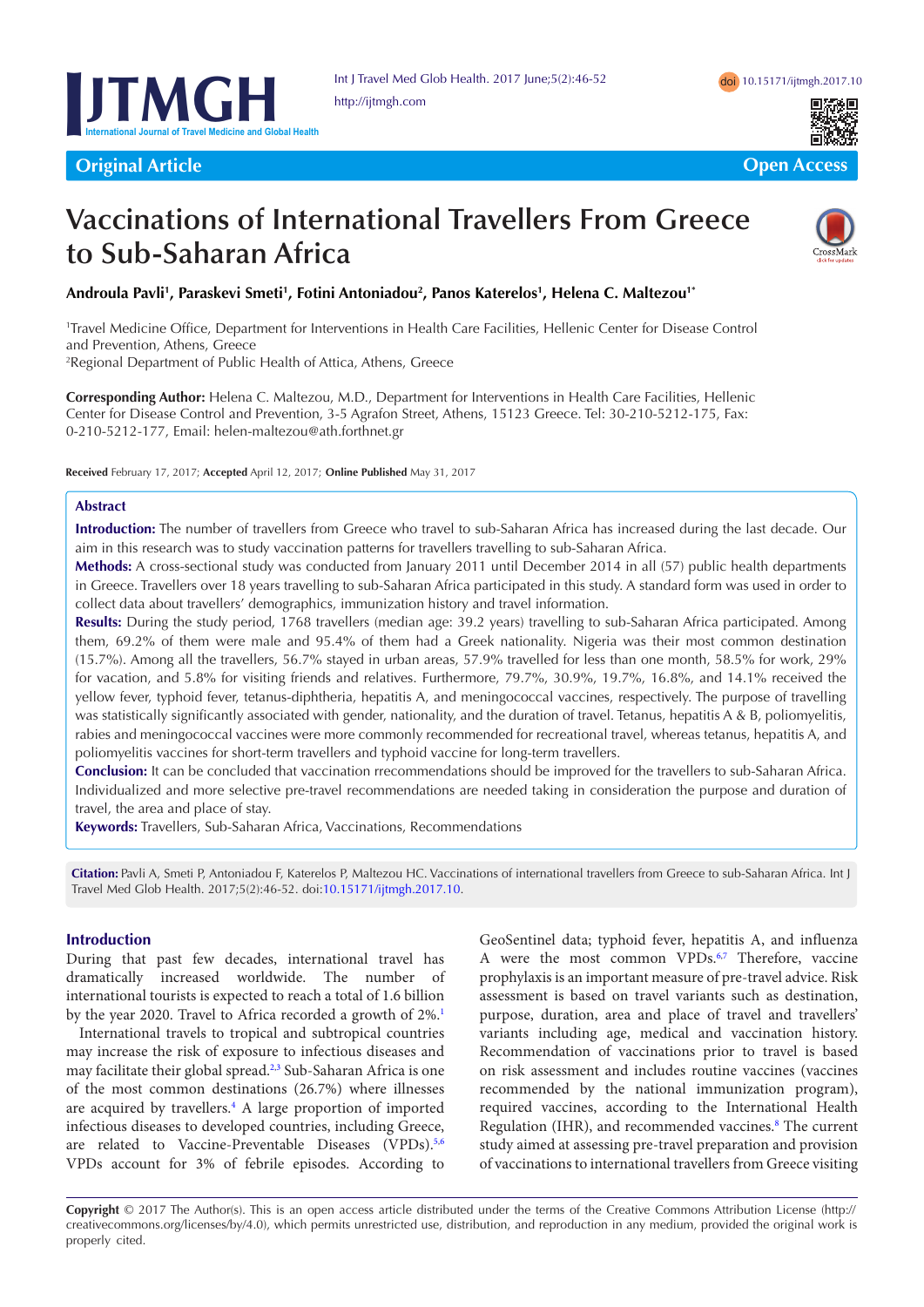Original Article

Open Access

# Vaccinations of International Travellers From Greece to Sub-Saharan Africa

**Androula Pavli[1], Paraskevi Smeti[1], Fotini Antoniadou[2], Panos Katerelos[1], Helena C. Maltezou[1*]**

[1]Travel Medicine Office, Department for Interventions in Health Care Facilities, Hellenic Center for Disease Control and Prevention, Athens, Greece
[2]Regional Department of Public Health of Attica, Athens, Greece

**Corresponding Author:** Helena C. Maltezou, M.D., Department for Interventions in Health Care Facilities, Hellenic Center for Disease Control and Prevention, 3-5 Agrafon Street, Athens, 15123 Greece. Tel: 30-210-5212-175, Fax: 0-210-5212-177, Email: helen-maltezou@ath.forthnet.gr

**Received** February 17, 2017; **Accepted** April 12, 2017; **Online Published** May 31, 2017

## Abstract

**Introduction:** The number of travellers from Greece who travel to sub-Saharan Africa has increased during the last decade. Our aim in this research was to study vaccination patterns for travellers travelling to sub-Saharan Africa.

**Methods:** A cross-sectional study was conducted from January 2011 until December 2014 in all (57) public health departments in Greece. Travellers over 18 years travelling to sub-Saharan Africa participated in this study. A standard form was used in order to collect data about travellers' demographics, immunization history and travel information.

**Results:** During the study period, 1768 travellers (median age: 39.2 years) travelling to sub-Saharan Africa participated. Among them, 69.2% of them were male and 95.4% of them had a Greek nationality. Nigeria was their most common destination (15.7%). Among all the travellers, 56.7% stayed in urban areas, 57.9% travelled for less than one month, 58.5% for work, 29% for vacation, and 5.8% for visiting friends and relatives. Furthermore, 79.7%, 30.9%, 19.7%, 16.8%, and 14.1% received the yellow fever, typhoid fever, tetanus-diphtheria, hepatitis A, and meningococcal vaccines, respectively. The purpose of travelling was statistically significantly associated with gender, nationality, and the duration of travel. Tetanus, hepatitis A & B, poliomyelitis, rabies and meningococcal vaccines were more commonly recommended for recreational travel, whereas tetanus, hepatitis A, and poliomyelitis vaccines for short-term travellers and typhoid vaccine for long-term travellers.

**Conclusion:** It can be concluded that vaccination rrecommendations should be improved for the travellers to sub-Saharan Africa. Individualized and more selective pre-travel recommendations are needed taking in consideration the purpose and duration of travel, the area and place of stay.

**Keywords:** Travellers, Sub-Saharan Africa, Vaccinations, Recommendations

**Citation:** Pavli A, Smeti P, Antoniadou F, Katerelos P, Maltezou HC. Vaccinations of international travellers from Greece to sub-Saharan Africa. Int J Travel Med Glob Health. 2017;5(2):46-52. doi:10.15171/ijtmgh.2017.10.

## Introduction

During that past few decades, international travel has dramatically increased worldwide. The number of international tourists is expected to reach a total of 1.6 billion by the year 2020. Travel to Africa recorded a growth of 2%.[1]

International travels to tropical and subtropical countries may increase the risk of exposure to infectious diseases and may facilitate their global spread.[2,3] Sub-Saharan Africa is one of the most common destinations (26.7%) where illnesses are acquired by travellers.[4] A large proportion of imported infectious diseases to developed countries, including Greece, are related to Vaccine-Preventable Diseases (VPDs).[5,6] VPDs account for 3% of febrile episodes. According to GeoSentinel data; typhoid fever, hepatitis A, and influenza A were the most common VPDs.[6,7] Therefore, vaccine prophylaxis is an important measure of pre-travel advice. Risk assessment is based on travel variants such as destination, purpose, duration, area and place of travel and travellers' variants including age, medical and vaccination history. Recommendation of vaccinations prior to travel is based on risk assessment and includes routine vaccines (vaccines recommended by the national immunization program), required vaccines, according to the International Health Regulation (IHR), and recommended vaccines.[8] The current study aimed at assessing pre-travel preparation and provision of vaccinations to international travellers from Greece visiting

**Copyright** © 2017 The Author(s). This is an open access article distributed under the terms of the Creative Commons Attribution License (http://creativecommons.org/licenses/by/4.0), which permits unrestricted use, distribution, and reproduction in any medium, provided the original work is properly cited.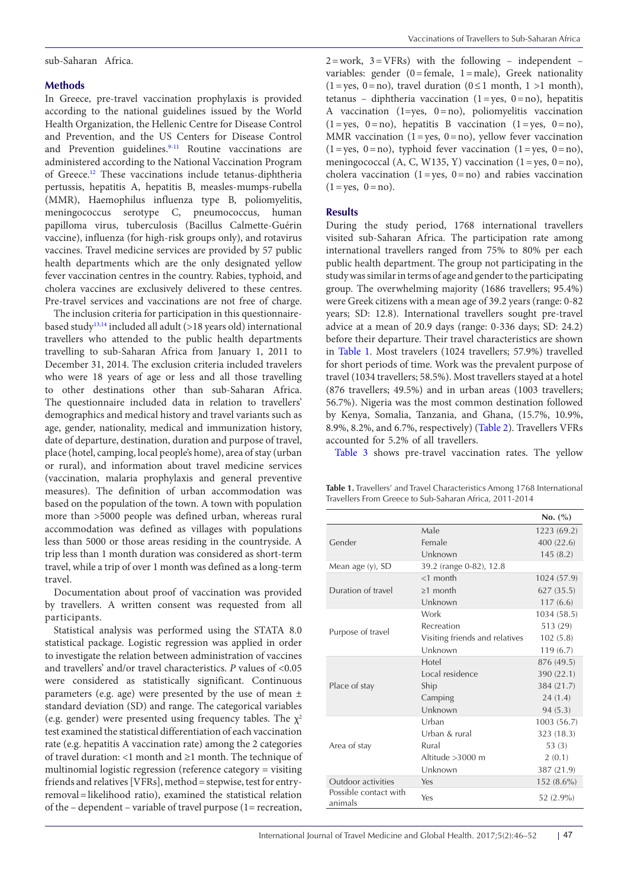sub-Saharan Africa.

## Methods

In Greece, pre-travel vaccination prophylaxis is provided according to the national guidelines issued by the World Health Organization, the Hellenic Centre for Disease Control and Prevention, and the US Centers for Disease Control and Prevention guidelines.[9-11] Routine vaccinations are administered according to the National Vaccination Program of Greece.[12] These vaccinations include tetanus-diphtheria pertussis, hepatitis A, hepatitis B, measles-mumps-rubella (MMR), Haemophilus influenza type B, poliomyelitis, meningococcus serotype C, pneumococcus, human papilloma virus, tuberculosis (Bacillus Calmette-Guérin vaccine), influenza (for high-risk groups only), and rotavirus vaccines. Travel medicine services are provided by 57 public health departments which are the only designated yellow fever vaccination centres in the country. Rabies, typhoid, and cholera vaccines are exclusively delivered to these centres. Pre-travel services and vaccinations are not free of charge.

The inclusion criteria for participation in this questionnaire-based study[13,14] included all adult (>18 years old) international travellers who attended to the public health departments travelling to sub-Saharan Africa from January 1, 2011 to December 31, 2014. The exclusion criteria included travelers who were 18 years of age or less and all those travelling to other destinations other than sub-Saharan Africa. The questionnaire included data in relation to travellers' demographics and medical history and travel variants such as age, gender, nationality, medical and immunization history, date of departure, destination, duration and purpose of travel, place (hotel, camping, local people's home), area of stay (urban or rural), and information about travel medicine services (vaccination, malaria prophylaxis and general preventive measures). The definition of urban accommodation was based on the population of the town. A town with population more than >5000 people was defined urban, whereas rural accommodation was defined as villages with populations less than 5000 or those areas residing in the countryside. A trip less than 1 month duration was considered as short-term travel, while a trip of over 1 month was defined as a long-term travel.

Documentation about proof of vaccination was provided by travellers. A written consent was requested from all participants.

Statistical analysis was performed using the STATA 8.0 statistical package. Logistic regression was applied in order to investigate the relation between administration of vaccines and travellers' and/or travel characteristics. $P$ values of <0.05 were considered as statistically significant. Continuous parameters (e.g. age) were presented by the use of mean ± standard deviation (SD) and range. The categorical variables (e.g. gender) were presented using frequency tables. The $\chi^2$ test examined the statistical differentiation of each vaccination rate (e.g. hepatitis A vaccination rate) among the 2 categories of travel duration: <1 month and ≥1 month. The technique of multinomial logistic regression (reference category = visiting friends and relatives [VFRs], method = stepwise, test for entry-removal = likelihood ratio), examined the statistical relation of the – dependent – variable of travel purpose (1= recreation, 2 = work, 3 = VFRs) with the following – independent – variables: gender (0 = female, 1 = male), Greek nationality (1 = yes, 0 = no), travel duration (0 ≤ 1 month, 1 >1 month), tetanus – diphtheria vaccination (1 = yes, 0 = no), hepatitis A vaccination (1=yes, 0 = no), poliomyelitis vaccination (1 = yes, 0 = no), hepatitis B vaccination (1 = yes, 0 = no), MMR vaccination (1 = yes, 0 = no), yellow fever vaccination (1 = yes, 0 = no), typhoid fever vaccination (1 = yes, 0 = no), meningococcal (A, C, W135, Y) vaccination (1 = yes, 0 = no), cholera vaccination (1 = yes, 0 = no) and rabies vaccination (1 = yes, 0 = no).

## Results

During the study period, 1768 international travellers visited sub-Saharan Africa. The participation rate among international travellers ranged from 75% to 80% per each public health department. The group not participating in the study was similar in terms of age and gender to the participating group. The overwhelming majority (1686 travellers; 95.4%) were Greek citizens with a mean age of 39.2 years (range: 0-82 years; SD: 12.8). International travellers sought pre-travel advice at a mean of 20.9 days (range: 0-336 days; SD: 24.2) before their departure. Their travel characteristics are shown in Table 1. Most travelers (1024 travellers; 57.9%) travelled for short periods of time. Work was the prevalent purpose of travel (1034 travellers; 58.5%). Most travellers stayed at a hotel (876 travellers; 49.5%) and in urban areas (1003 travellers; 56.7%). Nigeria was the most common destination followed by Kenya, Somalia, Tanzania, and Ghana, (15.7%, 10.9%, 8.9%, 8.2%, and 6.7%, respectively) (Table 2). Travellers VFRs accounted for 5.2% of all travellers.

Table 3 shows pre-travel vaccination rates. The yellow

**Table 1.** Travellers' and Travel Characteristics Among 1768 International Travellers From Greece to Sub-Saharan Africa, 2011-2014

| | | No. (%) |
|---|---|---|
| Gender | Male | 1223 (69.2) |
| | Female | 400 (22.6) |
| | Unknown | 145 (8.2) |
| Mean age (y), SD | 39.2 (range 0-82), 12.8 | |
| Duration of travel | <1 month | 1024 (57.9) |
| | ≥1 month | 627 (35.5) |
| | Unknown | 117 (6.6) |
| Purpose of travel | Work | 1034 (58.5) |
| | Recreation | 513 (29) |
| | Visiting friends and relatives | 102 (5.8) |
| | Unknown | 119 (6.7) |
| Place of stay | Hotel | 876 (49.5) |
| | Local residence | 390 (22.1) |
| | Ship | 384 (21.7) |
| | Camping | 24 (1.4) |
| | Unknown | 94 (5.3) |
| Area of stay | Urban | 1003 (56.7) |
| | Urban & rural | 323 (18.3) |
| | Rural | 53 (3) |
| | Altitude >3000 m | 2 (0.1) |
| | Unknown | 387 (21.9) |
| Outdoor activities | Yes | 152 (8.6%) |
| Possible contact with animals | Yes | 52 (2.9%) |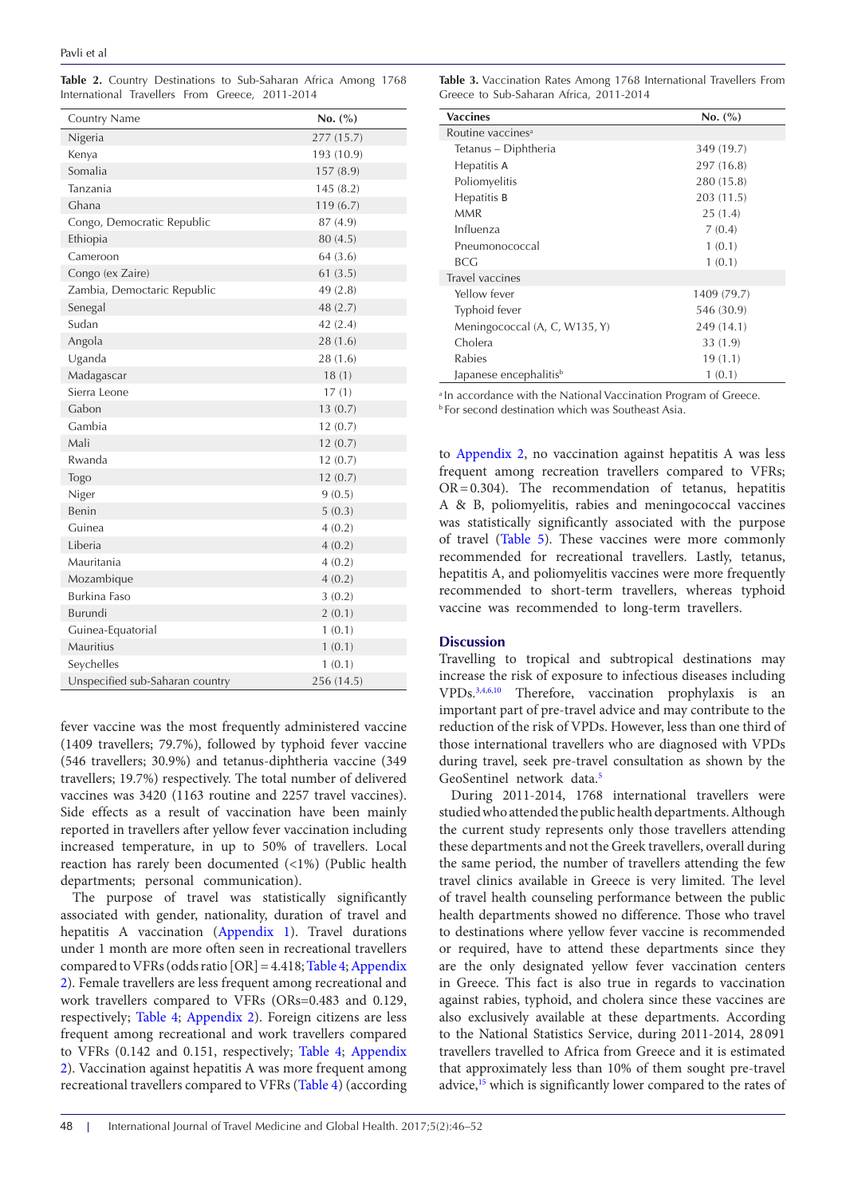**Table 2.** Country Destinations to Sub-Saharan Africa Among 1768 International Travellers From Greece, 2011-2014

| Country Name | No. (%) |
|---|---|
| Nigeria | 277 (15.7) |
| Kenya | 193 (10.9) |
| Somalia | 157 (8.9) |
| Tanzania | 145 (8.2) |
| Ghana | 119 (6.7) |
| Congo, Democratic Republic | 87 (4.9) |
| Ethiopia | 80 (4.5) |
| Cameroon | 64 (3.6) |
| Congo (ex Zaire) | 61 (3.5) |
| Zambia, Democtaric Republic | 49 (2.8) |
| Senegal | 48 (2.7) |
| Sudan | 42 (2.4) |
| Angola | 28 (1.6) |
| Uganda | 28 (1.6) |
| Madagascar | 18 (1) |
| Sierra Leone | 17 (1) |
| Gabon | 13 (0.7) |
| Gambia | 12 (0.7) |
| Mali | 12 (0.7) |
| Rwanda | 12 (0.7) |
| Togo | 12 (0.7) |
| Niger | 9 (0.5) |
| Benin | 5 (0.3) |
| Guinea | 4 (0.2) |
| Liberia | 4 (0.2) |
| Mauritania | 4 (0.2) |
| Mozambique | 4 (0.2) |
| Burkina Faso | 3 (0.2) |
| Burundi | 2 (0.1) |
| Guinea-Equatorial | 1 (0.1) |
| Mauritius | 1 (0.1) |
| Seychelles | 1 (0.1) |
| Unspecified sub-Saharan country | 256 (14.5) |

fever vaccine was the most frequently administered vaccine (1409 travellers; 79.7%), followed by typhoid fever vaccine (546 travellers; 30.9%) and tetanus-diphtheria vaccine (349 travellers; 19.7%) respectively. The total number of delivered vaccines was 3420 (1163 routine and 2257 travel vaccines). Side effects as a result of vaccination have been mainly reported in travellers after yellow fever vaccination including increased temperature, in up to 50% of travellers. Local reaction has rarely been documented (<1%) (Public health departments; personal communication).

The purpose of travel was statistically significantly associated with gender, nationality, duration of travel and hepatitis A vaccination (Appendix 1). Travel durations under 1 month are more often seen in recreational travellers compared to VFRs (odds ratio [OR] = 4.418; Table 4; Appendix 2). Female travellers are less frequent among recreational and work travellers compared to VFRs (ORs=0.483 and 0.129, respectively; Table 4; Appendix 2). Foreign citizens are less frequent among recreational and work travellers compared to VFRs (0.142 and 0.151, respectively; Table 4; Appendix 2). Vaccination against hepatitis A was more frequent among recreational travellers compared to VFRs (Table 4) (according

**Table 3.** Vaccination Rates Among 1768 International Travellers From Greece to Sub-Saharan Africa, 2011-2014

| Vaccines | No. (%) |
|---|---|
| Routine vaccines[a] | |
| Tetanus – Diphtheria | 349 (19.7) |
| Hepatitis A | 297 (16.8) |
| Poliomyelitis | 280 (15.8) |
| Hepatitis B | 203 (11.5) |
| MMR | 25 (1.4) |
| Influenza | 7 (0.4) |
| Pneumonococcal | 1 (0.1) |
| BCG | 1 (0.1) |
| Travel vaccines | |
| Yellow fever | 1409 (79.7) |
| Typhoid fever | 546 (30.9) |
| Meningococcal (A, C, W135, Y) | 249 (14.1) |
| Cholera | 33 (1.9) |
| Rabies | 19 (1.1) |
| Japanese encephalitis[b] | 1 (0.1) |

[a] In accordance with the National Vaccination Program of Greece.
[b] For second destination which was Southeast Asia.

to Appendix 2), no vaccination against hepatitis A was less frequent among recreation travellers compared to VFRs; OR = 0.304). The recommendation of tetanus, hepatitis A & B, poliomyelitis, rabies and meningococcal vaccines was statistically significantly associated with the purpose of travel (Table 5). These vaccines were more commonly recommended for recreational travellers. Lastly, tetanus, hepatitis A, and poliomyelitis vaccines were more frequently recommended to short-term travellers, whereas typhoid vaccine was recommended to long-term travellers.

## Discussion

Travelling to tropical and subtropical destinations may increase the risk of exposure to infectious diseases including VPDs.[3,4,6,10] Therefore, vaccination prophylaxis is an important part of pre-travel advice and may contribute to the reduction of the risk of VPDs. However, less than one third of those international travellers who are diagnosed with VPDs during travel, seek pre-travel consultation as shown by the GeoSentinel network data.[5]

During 2011-2014, 1768 international travellers were studied who attended the public health departments. Although the current study represents only those travellers attending these departments and not the Greek travellers, overall during the same period, the number of travellers attending the few travel clinics available in Greece is very limited. The level of travel health counseling performance between the public health departments showed no difference. Those who travel to destinations where yellow fever vaccine is recommended or required, have to attend these departments since they are the only designated yellow fever vaccination centers in Greece. This fact is also true in regards to vaccination against rabies, typhoid, and cholera since these vaccines are also exclusively available at these departments. According to the National Statistics Service, during 2011-2014, 28 091 travellers travelled to Africa from Greece and it is estimated that approximately less than 10% of them sought pre-travel advice,[15] which is significantly lower compared to the rates of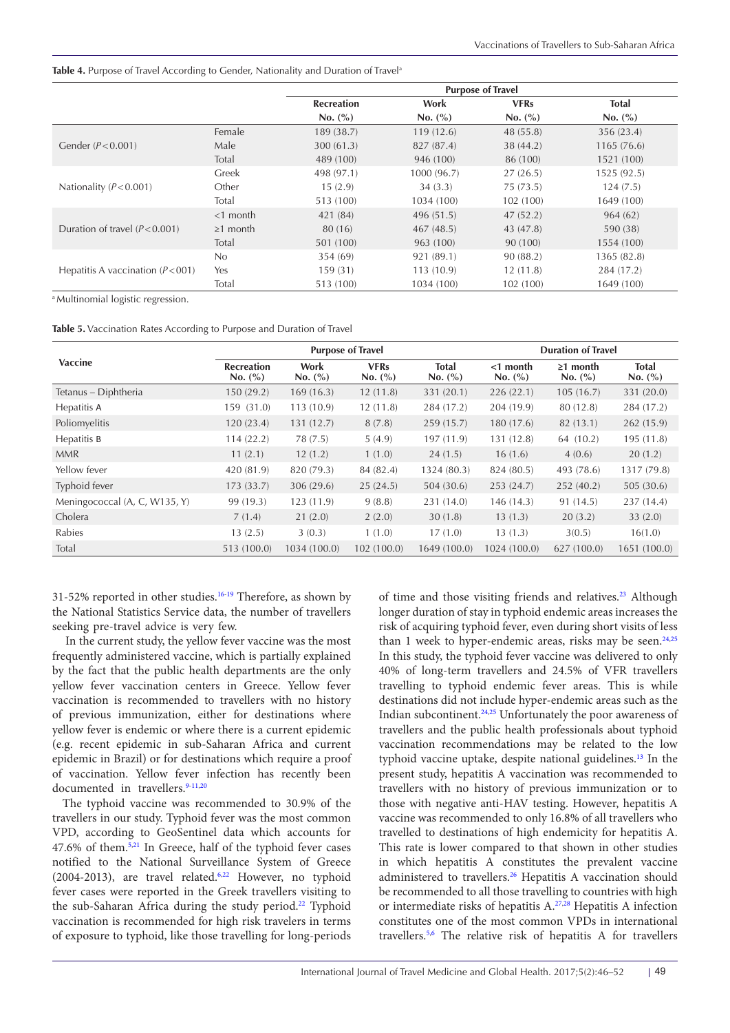**Table 4.** Purpose of Travel According to Gender, Nationality and Duration of Travel[a]

| | | Purpose of Travel | | | |
|---|---|---|---|---|---|
| | | Recreation | Work | VFRs | Total |
| | | No. (%) | No. (%) | No. (%) | No. (%) |
| Gender ($P<0.001$) | Female | 189 (38.7) | 119 (12.6) | 48 (55.8) | 356 (23.4) |
| | Male | 300 (61.3) | 827 (87.4) | 38 (44.2) | 1165 (76.6) |
| | Total | 489 (100) | 946 (100) | 86 (100) | 1521 (100) |
| Nationality ($P<0.001$) | Greek | 498 (97.1) | 1000 (96.7) | 27 (26.5) | 1525 (92.5) |
| | Other | 15 (2.9) | 34 (3.3) | 75 (73.5) | 124 (7.5) |
| | Total | 513 (100) | 1034 (100) | 102 (100) | 1649 (100) |
| Duration of travel ($P<0.001$) | <1 month | 421 (84) | 496 (51.5) | 47 (52.2) | 964 (62) |
| | ≥1 month | 80 (16) | 467 (48.5) | 43 (47.8) | 590 (38) |
| | Total | 501 (100) | 963 (100) | 90 (100) | 1554 (100) |
| Hepatitis A vaccination ($P<001$) | No | 354 (69) | 921 (89.1) | 90 (88.2) | 1365 (82.8) |
| | Yes | 159 (31) | 113 (10.9) | 12 (11.8) | 284 (17.2) |
| | Total | 513 (100) | 1034 (100) | 102 (100) | 1649 (100) |

[a] Multinomial logistic regression.

**Table 5.** Vaccination Rates According to Purpose and Duration of Travel

| Vaccine | Purpose of Travel | | | | Duration of Travel | | |
|---|---|---|---|---|---|---|---|
| | Recreation No. (%) | Work No. (%) | VFRs No. (%) | Total No. (%) | <1 month No. (%) | ≥1 month No. (%) | Total No. (%) |
| Tetanus – Diphtheria | 150 (29.2) | 169 (16.3) | 12 (11.8) | 331 (20.1) | 226 (22.1) | 105 (16.7) | 331 (20.0) |
| Hepatitis A | 159 (31.0) | 113 (10.9) | 12 (11.8) | 284 (17.2) | 204 (19.9) | 80 (12.8) | 284 (17.2) |
| Poliomyelitis | 120 (23.4) | 131 (12.7) | 8 (7.8) | 259 (15.7) | 180 (17.6) | 82 (13.1) | 262 (15.9) |
| Hepatitis B | 114 (22.2) | 78 (7.5) | 5 (4.9) | 197 (11.9) | 131 (12.8) | 64 (10.2) | 195 (11.8) |
| MMR | 11 (2.1) | 12 (1.2) | 1 (1.0) | 24 (1.5) | 16 (1.6) | 4 (0.6) | 20 (1.2) |
| Yellow fever | 420 (81.9) | 820 (79.3) | 84 (82.4) | 1324 (80.3) | 824 (80.5) | 493 (78.6) | 1317 (79.8) |
| Typhoid fever | 173 (33.7) | 306 (29.6) | 25 (24.5) | 504 (30.6) | 253 (24.7) | 252 (40.2) | 505 (30.6) |
| Meningococcal (A, C, W135, Y) | 99 (19.3) | 123 (11.9) | 9 (8.8) | 231 (14.0) | 146 (14.3) | 91 (14.5) | 237 (14.4) |
| Cholera | 7 (1.4) | 21 (2.0) | 2 (2.0) | 30 (1.8) | 13 (1.3) | 20 (3.2) | 33 (2.0) |
| Rabies | 13 (2.5) | 3 (0.3) | 1 (1.0) | 17 (1.0) | 13 (1.3) | 3(0.5) | 16(1.0) |
| Total | 513 (100.0) | 1034 (100.0) | 102 (100.0) | 1649 (100.0) | 1024 (100.0) | 627 (100.0) | 1651 (100.0) |

31-52% reported in other studies.[16-19] Therefore, as shown by the National Statistics Service data, the number of travellers seeking pre-travel advice is very few.

In the current study, the yellow fever vaccine was the most frequently administered vaccine, which is partially explained by the fact that the public health departments are the only yellow fever vaccination centers in Greece. Yellow fever vaccination is recommended to travellers with no history of previous immunization, either for destinations where yellow fever is endemic or where there is a current epidemic (e.g. recent epidemic in sub-Saharan Africa and current epidemic in Brazil) or for destinations which require a proof of vaccination. Yellow fever infection has recently been documented in travellers.[9-11,20]

The typhoid vaccine was recommended to 30.9% of the travellers in our study. Typhoid fever was the most common VPD, according to GeoSentinel data which accounts for 47.6% of them.[5,21] In Greece, half of the typhoid fever cases notified to the National Surveillance System of Greece (2004-2013), are travel related.[6,22] However, no typhoid fever cases were reported in the Greek travellers visiting to the sub-Saharan Africa during the study period.[22] Typhoid vaccination is recommended for high risk travelers in terms of exposure to typhoid, like those travelling for long-periods of time and those visiting friends and relatives.[23] Although longer duration of stay in typhoid endemic areas increases the risk of acquiring typhoid fever, even during short visits of less than 1 week to hyper-endemic areas, risks may be seen.[24,25] In this study, the typhoid fever vaccine was delivered to only 40% of long-term travellers and 24.5% of VFR travellers travelling to typhoid endemic fever areas. This is while destinations did not include hyper-endemic areas such as the Indian subcontinent.[24,25] Unfortunately the poor awareness of travellers and the public health professionals about typhoid vaccination recommendations may be related to the low typhoid vaccine uptake, despite national guidelines.[13] In the present study, hepatitis A vaccination was recommended to travellers with no history of previous immunization or to those with negative anti-HAV testing. However, hepatitis A vaccine was recommended to only 16.8% of all travellers who travelled to destinations of high endemicity for hepatitis A. This rate is lower compared to that shown in other studies in which hepatitis A constitutes the prevalent vaccine administered to travellers.[26] Hepatitis A vaccination should be recommended to all those travelling to countries with high or intermediate risks of hepatitis A.[27,28] Hepatitis A infection constitutes one of the most common VPDs in international travellers.[5,6] The relative risk of hepatitis A for travellers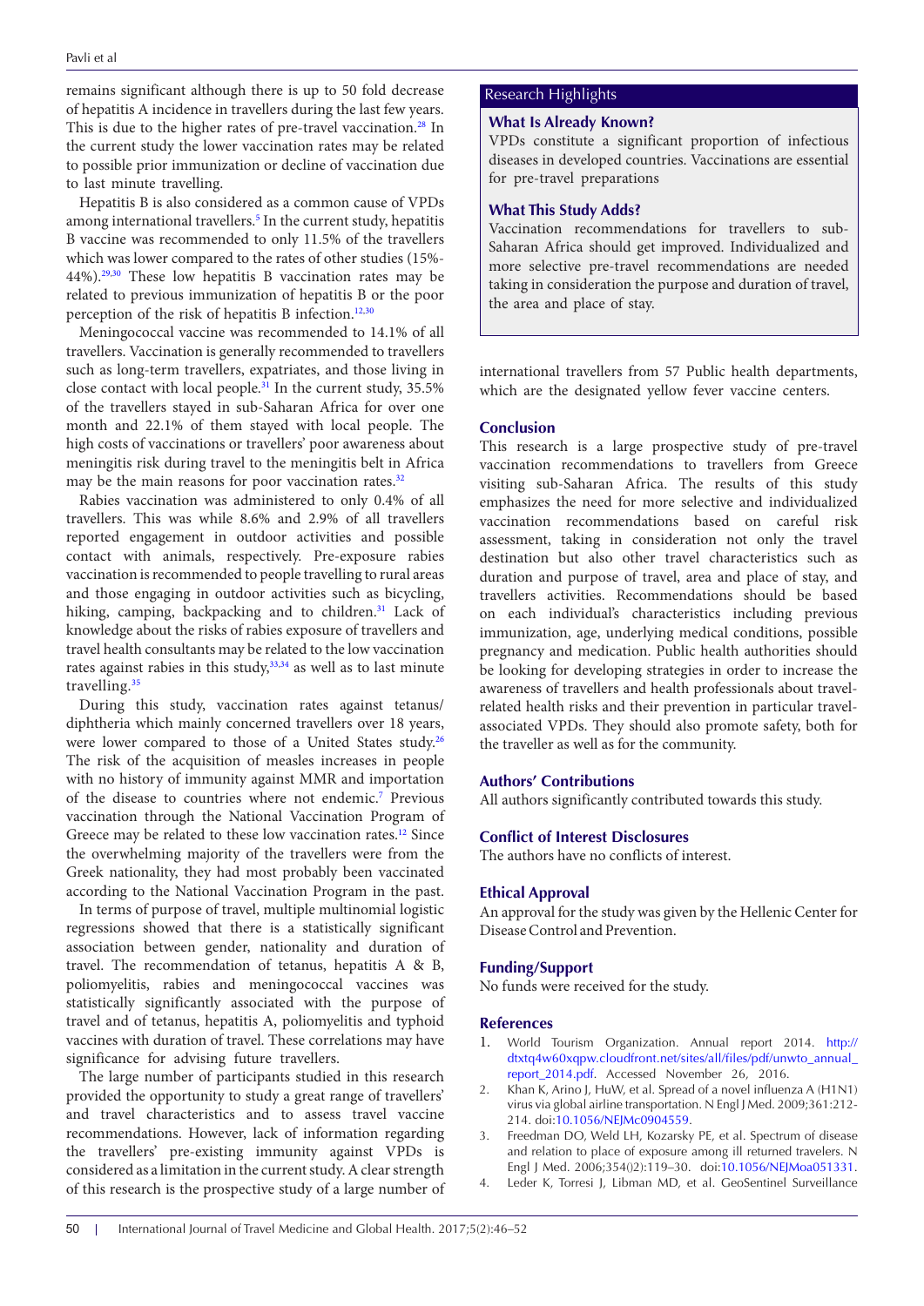remains significant although there is up to 50 fold decrease of hepatitis A incidence in travellers during the last few years. This is due to the higher rates of pre-travel vaccination.[28] In the current study the lower vaccination rates may be related to possible prior immunization or decline of vaccination due to last minute travelling.

Hepatitis B is also considered as a common cause of VPDs among international travellers.[5] In the current study, hepatitis B vaccine was recommended to only 11.5% of the travellers which was lower compared to the rates of other studies (15%-44%).[29,30] These low hepatitis B vaccination rates may be related to previous immunization of hepatitis B or the poor perception of the risk of hepatitis B infection.[12,30]

Meningococcal vaccine was recommended to 14.1% of all travellers. Vaccination is generally recommended to travellers such as long-term travellers, expatriates, and those living in close contact with local people.[31] In the current study, 35.5% of the travellers stayed in sub-Saharan Africa for over one month and 22.1% of them stayed with local people. The high costs of vaccinations or travellers' poor awareness about meningitis risk during travel to the meningitis belt in Africa may be the main reasons for poor vaccination rates.[32]

Rabies vaccination was administered to only 0.4% of all travellers. This was while 8.6% and 2.9% of all travellers reported engagement in outdoor activities and possible contact with animals, respectively. Pre-exposure rabies vaccination is recommended to people travelling to rural areas and those engaging in outdoor activities such as bicycling, hiking, camping, backpacking and to children.[31] Lack of knowledge about the risks of rabies exposure of travellers and travel health consultants may be related to the low vaccination rates against rabies in this study,[33,34] as well as to last minute travelling.[35]

During this study, vaccination rates against tetanus/diphtheria which mainly concerned travellers over 18 years, were lower compared to those of a United States study.[26] The risk of the acquisition of measles increases in people with no history of immunity against MMR and importation of the disease to countries where not endemic.[7] Previous vaccination through the National Vaccination Program of Greece may be related to these low vaccination rates.[12] Since the overwhelming majority of the travellers were from the Greek nationality, they had most probably been vaccinated according to the National Vaccination Program in the past.

In terms of purpose of travel, multiple multinomial logistic regressions showed that there is a statistically significant association between gender, nationality and duration of travel. The recommendation of tetanus, hepatitis A & B, poliomyelitis, rabies and meningococcal vaccines was statistically significantly associated with the purpose of travel and of tetanus, hepatitis A, poliomyelitis and typhoid vaccines with duration of travel. These correlations may have significance for advising future travellers.

The large number of participants studied in this research provided the opportunity to study a great range of travellers' and travel characteristics and to assess travel vaccine recommendations. However, lack of information regarding the travellers' pre-existing immunity against VPDs is considered as a limitation in the current study. A clear strength of this research is the prospective study of a large number of international travellers from 57 Public health departments, which are the designated yellow fever vaccine centers.

> **Research Highlights**
>
> **What Is Already Known?**
>
> VPDs constitute a significant proportion of infectious diseases in developed countries. Vaccinations are essential for pre-travel preparations
>
> **What This Study Adds?**
>
> Vaccination recommendations for travellers to sub-Saharan Africa should get improved. Individualized and more selective pre-travel recommendations are needed taking in consideration the purpose and duration of travel, the area and place of stay.

## Conclusion

This research is a large prospective study of pre-travel vaccination recommendations to travellers from Greece visiting sub-Saharan Africa. The results of this study emphasizes the need for more selective and individualized vaccination recommendations based on careful risk assessment, taking in consideration not only the travel destination but also other travel characteristics such as duration and purpose of travel, area and place of stay, and travellers activities. Recommendations should be based on each individual's characteristics including previous immunization, age, underlying medical conditions, possible pregnancy and medication. Public health authorities should be looking for developing strategies in order to increase the awareness of travellers and health professionals about travel-related health risks and their prevention in particular travel-associated VPDs. They should also promote safety, both for the traveller as well as for the community.

## Authors' Contributions

All authors significantly contributed towards this study.

## Conflict of Interest Disclosures

The authors have no conflicts of interest.

## Ethical Approval

An approval for the study was given by the Hellenic Center for Disease Control and Prevention.

## Funding/Support

No funds were received for the study.

## References

1. World Tourism Organization. Annual report 2014. http://dtxtq4w60xqpw.cloudfront.net/sites/all/files/pdf/unwto_annual_report_2014.pdf. Accessed November 26, 2016.
2. Khan K, Arino J, HuW, et al. Spread of a novel influenza A (H1N1) virus via global airline transportation. N Engl J Med. 2009;361:212-214. doi:10.1056/NEJMc0904559.
3. Freedman DO, Weld LH, Kozarsky PE, et al. Spectrum of disease and relation to place of exposure among ill returned travelers. N Engl J Med. 2006;354(2):119–30. doi:10.1056/NEJMoa051331.
4. Leder K, Torresi J, Libman MD, et al. GeoSentinel Surveillance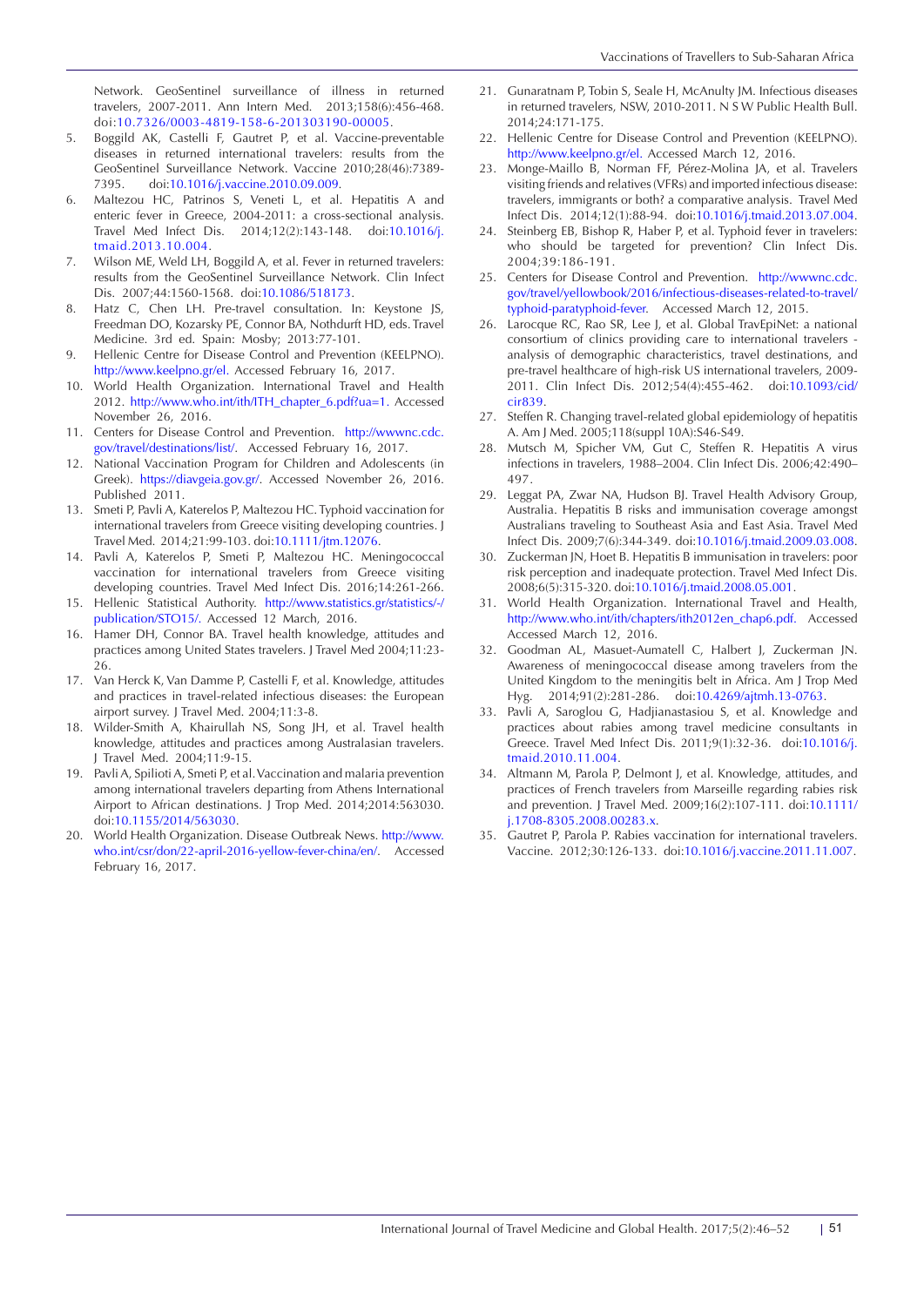Network. GeoSentinel surveillance of illness in returned travelers, 2007-2011. Ann Intern Med. 2013;158(6):456-468. doi:10.7326/0003-4819-158-6-201303190-00005.

5. Boggild AK, Castelli F, Gautret P, et al. Vaccine-preventable diseases in returned international travelers: results from the GeoSentinel Surveillance Network. Vaccine 2010;28(46):7389-7395. doi:10.1016/j.vaccine.2010.09.009.
6. Maltezou HC, Patrinos S, Veneti L, et al. Hepatitis A and enteric fever in Greece, 2004-2011: a cross-sectional analysis. Travel Med Infect Dis. 2014;12(2):143-148. doi:10.1016/j.tmaid.2013.10.004.
7. Wilson ME, Weld LH, Boggild A, et al. Fever in returned travelers: results from the GeoSentinel Surveillance Network. Clin Infect Dis. 2007;44:1560-1568. doi:10.1086/518173.
8. Hatz C, Chen LH. Pre-travel consultation. In: Keystone JS, Freedman DO, Kozarsky PE, Connor BA, Nothdurft HD, eds. Travel Medicine. 3rd ed. Spain: Mosby; 2013:77-101.
9. Hellenic Centre for Disease Control and Prevention (KEELPNO). http://www.keelpno.gr/el. Accessed February 16, 2017.
10. World Health Organization. International Travel and Health 2012. http://www.who.int/ith/ITH_chapter_6.pdf?ua=1. Accessed November 26, 2016.
11. Centers for Disease Control and Prevention. http://wwwnc.cdc.gov/travel/destinations/list/. Accessed February 16, 2017.
12. National Vaccination Program for Children and Adolescents (in Greek). https://diavgeia.gov.gr/. Accessed November 26, 2016. Published 2011.
13. Smeti P, Pavli A, Katerelos P, Maltezou HC. Typhoid vaccination for international travelers from Greece visiting developing countries. J Travel Med. 2014;21:99-103. doi:10.1111/jtm.12076.
14. Pavli A, Katerelos P, Smeti P, Maltezou HC. Meningococcal vaccination for international travelers from Greece visiting developing countries. Travel Med Infect Dis. 2016;14:261-266.
15. Hellenic Statistical Authority. http://www.statistics.gr/statistics/-/publication/STO15/. Accessed 12 March, 2016.
16. Hamer DH, Connor BA. Travel health knowledge, attitudes and practices among United States travelers. J Travel Med 2004;11:23-26.
17. Van Herck K, Van Damme P, Castelli F, et al. Knowledge, attitudes and practices in travel-related infectious diseases: the European airport survey. J Travel Med. 2004;11:3-8.
18. Wilder-Smith A, Khairullah NS, Song JH, et al. Travel health knowledge, attitudes and practices among Australasian travelers. J Travel Med. 2004;11:9-15.
19. Pavli A, Spilioti A, Smeti P, et al. Vaccination and malaria prevention among international travelers departing from Athens International Airport to African destinations. J Trop Med. 2014;2014:563030. doi:10.1155/2014/563030.
20. World Health Organization. Disease Outbreak News. http://www.who.int/csr/don/22-april-2016-yellow-fever-china/en/. Accessed February 16, 2017.
21. Gunaratnam P, Tobin S, Seale H, McAnulty JM. Infectious diseases in returned travelers, NSW, 2010-2011. N S W Public Health Bull. 2014;24:171-175.
22. Hellenic Centre for Disease Control and Prevention (KEELPNO). http://www.keelpno.gr/el. Accessed March 12, 2016.
23. Monge-Maillo B, Norman FF, Pérez-Molina JA, et al. Travelers visiting friends and relatives (VFRs) and imported infectious disease: travelers, immigrants or both? a comparative analysis. Travel Med Infect Dis. 2014;12(1):88-94. doi:10.1016/j.tmaid.2013.07.004.
24. Steinberg EB, Bishop R, Haber P, et al. Typhoid fever in travelers: who should be targeted for prevention? Clin Infect Dis. 2004;39:186-191.
25. Centers for Disease Control and Prevention. http://wwwnc.cdc.gov/travel/yellowbook/2016/infectious-diseases-related-to-travel/typhoid-paratyphoid-fever. Accessed March 12, 2015.
26. Larocque RC, Rao SR, Lee J, et al. Global TravEpiNet: a national consortium of clinics providing care to international travelers - analysis of demographic characteristics, travel destinations, and pre-travel healthcare of high-risk US international travelers, 2009-2011. Clin Infect Dis. 2012;54(4):455-462. doi:10.1093/cid/cir839.
27. Steffen R. Changing travel-related global epidemiology of hepatitis A. Am J Med. 2005;118(suppl 10A):S46-S49.
28. Mutsch M, Spicher VM, Gut C, Steffen R. Hepatitis A virus infections in travellers, 1988–2004. Clin Infect Dis. 2006;42:490–497.
29. Leggat PA, Zwar NA, Hudson BJ. Travel Health Advisory Group, Australia. Hepatitis B risks and immunisation coverage amongst Australians traveling to Southeast Asia and East Asia. Travel Med Infect Dis. 2009;7(6):344-349. doi:10.1016/j.tmaid.2009.03.008.
30. Zuckerman JN, Hoet B. Hepatitis B immunisation in travelers: poor risk perception and inadequate protection. Travel Med Infect Dis. 2008;6(5):315-320. doi:10.1016/j.tmaid.2008.05.001.
31. World Health Organization. International Travel and Health, http://www.who.int/ith/chapters/ith2012en_chap6.pdf. Accessed March 12, 2016.
32. Goodman AL, Masuet-Aumatell C, Halbert J, Zuckerman JN. Awareness of meningococcal disease among travelers from the United Kingdom to the meningitis belt in Africa. Am J Trop Med Hyg. 2014;91(2):281-286. doi:10.4269/ajtmh.13-0763.
33. Pavli A, Saroglou G, Hadjianastasiou S, et al. Knowledge and practices about rabies among travel medicine consultants in Greece. Travel Med Infect Dis. 2011;9(1):32-36. doi:10.1016/j.tmaid.2010.11.004.
34. Altmann M, Parola P, Delmont J, et al. Knowledge, attitudes, and practices of French travelers from Marseille regarding rabies risk and prevention. J Travel Med. 2009;16(2):107-111. doi:10.1111/j.1708-8305.2008.00283.x.
35. Gautret P, Parola P. Rabies vaccination for international travelers. Vaccine. 2012;30:126-133. doi:10.1016/j.vaccine.2011.11.007.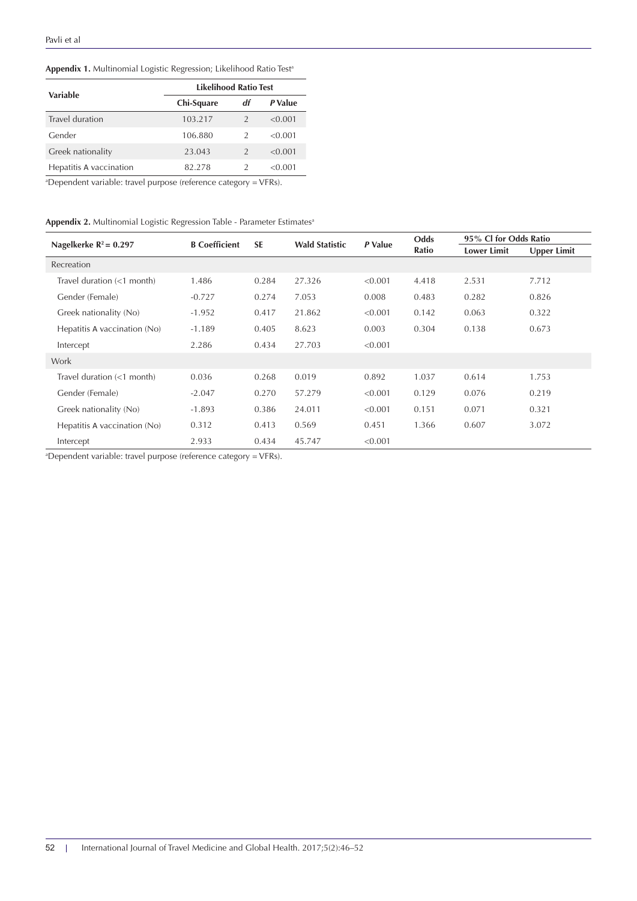**Appendix 1.** Multinomial Logistic Regression; Likelihood Ratio Test[a]

| Variable | Likelihood Ratio Test | | |
|---|---|---|---|
| | Chi-Square | *df* | *P* Value |
| Travel duration | 103.217 | 2 | <0.001 |
| Gender | 106.880 | 2 | <0.001 |
| Greek nationality | 23.043 | 2 | <0.001 |
| Hepatitis A vaccination | 82.278 | 2 | <0.001 |

[a]Dependent variable: travel purpose (reference category = VFRs).

**Appendix 2.** Multinomial Logistic Regression Table - Parameter Estimates[a]

| Nagelkerke $R^2 = 0.297$ | B Coefficient | SE | Wald Statistic | *P* Value | Odds Ratio | 95% CI for Odds Ratio | |
|---|---|---|---|---|---|---|---|
| | | | | | | Lower Limit | Upper Limit |
| Recreation | | | | | | | |
| Travel duration (<1 month) | 1.486 | 0.284 | 27.326 | <0.001 | 4.418 | 2.531 | 7.712 |
| Gender (Female) | -0.727 | 0.274 | 7.053 | 0.008 | 0.483 | 0.282 | 0.826 |
| Greek nationality (No) | -1.952 | 0.417 | 21.862 | <0.001 | 0.142 | 0.063 | 0.322 |
| Hepatitis A vaccination (No) | -1.189 | 0.405 | 8.623 | 0.003 | 0.304 | 0.138 | 0.673 |
| Intercept | 2.286 | 0.434 | 27.703 | <0.001 | | | |
| Work | | | | | | | |
| Travel duration (<1 month) | 0.036 | 0.268 | 0.019 | 0.892 | 1.037 | 0.614 | 1.753 |
| Gender (Female) | -2.047 | 0.270 | 57.279 | <0.001 | 0.129 | 0.076 | 0.219 |
| Greek nationality (No) | -1.893 | 0.386 | 24.011 | <0.001 | 0.151 | 0.071 | 0.321 |
| Hepatitis A vaccination (No) | 0.312 | 0.413 | 0.569 | 0.451 | 1.366 | 0.607 | 3.072 |
| Intercept | 2.933 | 0.434 | 45.747 | <0.001 | | | |

[a]Dependent variable: travel purpose (reference category = VFRs).